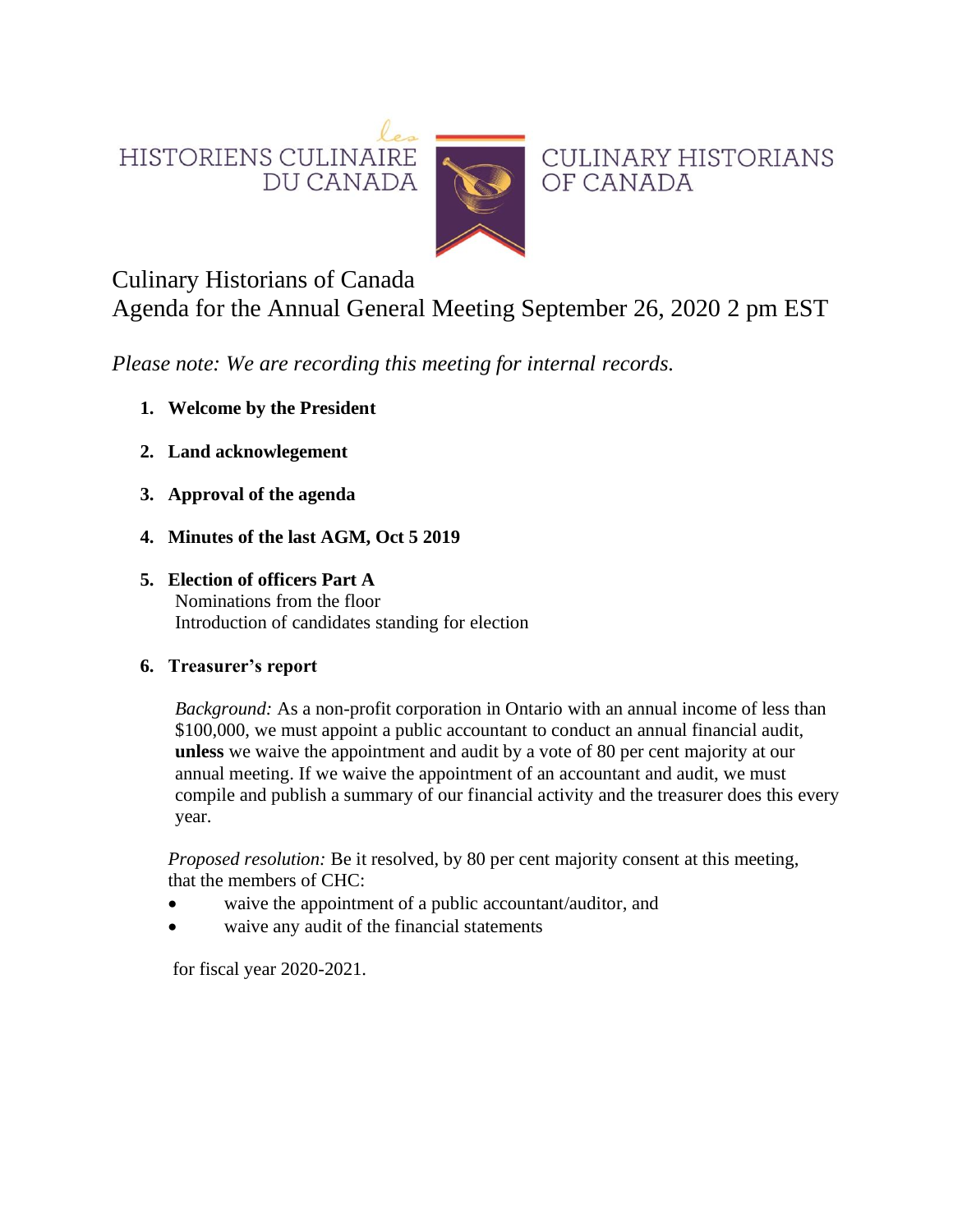HISTORIENS CULINAIRE DU CANADA

CULINARY HISTORIANS OF CANADA

# Culinary Historians of Canada
# Agenda for the Annual General Meeting September 26, 2020 2 pm EST

*Please note: We are recording this meeting for internal records.*

1. **Welcome by the President**

2. **Land acknowlegement**

3. **Approval of the agenda**

4. **Minutes of the last AGM, Oct 5 2019**

5. **Election of officers Part A**
   Nominations from the floor
   Introduction of candidates standing for election

6. **Treasurer's report**

   *Background:* As a non-profit corporation in Ontario with an annual income of less than $100,000, we must appoint a public accountant to conduct an annual financial audit, **unless** we waive the appointment and audit by a vote of 80 per cent majority at our annual meeting. If we waive the appointment of an accountant and audit, we must compile and publish a summary of our financial activity and the treasurer does this every year.

   *Proposed resolution:* Be it resolved, by 80 per cent majority consent at this meeting, that the members of CHC:

   - waive the appointment of a public accountant/auditor, and
   - waive any audit of the financial statements

   for fiscal year 2020-2021.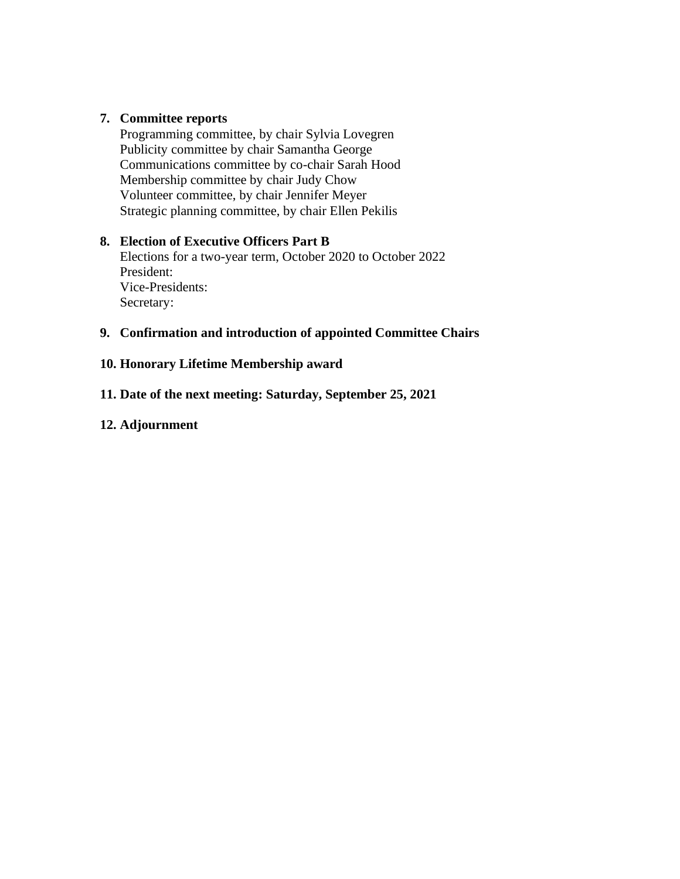7. **Committee reports**
   Programming committee, by chair Sylvia Lovegren
   Publicity committee by chair Samantha George
   Communications committee by co-chair Sarah Hood
   Membership committee by chair Judy Chow
   Volunteer committee, by chair Jennifer Meyer
   Strategic planning committee, by chair Ellen Pekilis

8. **Election of Executive Officers Part B**
   Elections for a two-year term, October 2020 to October 2022
   President:
   Vice-Presidents:
   Secretary:

9. **Confirmation and introduction of appointed Committee Chairs**

10. **Honorary Lifetime Membership award**

11. **Date of the next meeting: Saturday, September 25, 2021**

12. **Adjournment**